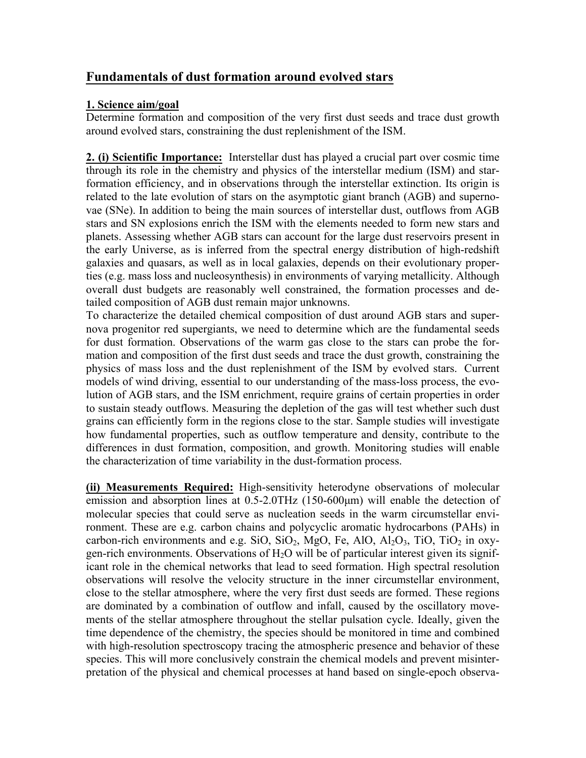## Fundamentals of dust formation around evolved stars

**1. Science aim/goal**

Determine formation and composition of the very first dust seeds and trace dust growth around evolved stars, constraining the dust replenishment of the ISM.

**2. (i) Scientific Importance:** Interstellar dust has played a crucial part over cosmic time through its role in the chemistry and physics of the interstellar medium (ISM) and star-formation efficiency, and in observations through the interstellar extinction. Its origin is related to the late evolution of stars on the asymptotic giant branch (AGB) and supernovae (SNe). In addition to being the main sources of interstellar dust, outflows from AGB stars and SN explosions enrich the ISM with the elements needed to form new stars and planets. Assessing whether AGB stars can account for the large dust reservoirs present in the early Universe, as is inferred from the spectral energy distribution of high-redshift galaxies and quasars, as well as in local galaxies, depends on their evolutionary properties (e.g. mass loss and nucleosynthesis) in environments of varying metallicity. Although overall dust budgets are reasonably well constrained, the formation processes and detailed composition of AGB dust remain major unknowns.

To characterize the detailed chemical composition of dust around AGB stars and supernova progenitor red supergiants, we need to determine which are the fundamental seeds for dust formation. Observations of the warm gas close to the stars can probe the formation and composition of the first dust seeds and trace the dust growth, constraining the physics of mass loss and the dust replenishment of the ISM by evolved stars. Current models of wind driving, essential to our understanding of the mass-loss process, the evolution of AGB stars, and the ISM enrichment, require grains of certain properties in order to sustain steady outflows. Measuring the depletion of the gas will test whether such dust grains can efficiently form in the regions close to the star. Sample studies will investigate how fundamental properties, such as outflow temperature and density, contribute to the differences in dust formation, composition, and growth. Monitoring studies will enable the characterization of time variability in the dust-formation process.

**(ii) Measurements Required:** High-sensitivity heterodyne observations of molecular emission and absorption lines at 0.5-2.0THz (150-600μm) will enable the detection of molecular species that could serve as nucleation seeds in the warm circumstellar environment. These are e.g. carbon chains and polycyclic aromatic hydrocarbons (PAHs) in carbon-rich environments and e.g. SiO, $SiO_2$, MgO, Fe, AlO, $Al_2O_3$, TiO, $TiO_2$ in oxygen-rich environments. Observations of $H_2O$ will be of particular interest given its significant role in the chemical networks that lead to seed formation. High spectral resolution observations will resolve the velocity structure in the inner circumstellar environment, close to the stellar atmosphere, where the very first dust seeds are formed. These regions are dominated by a combination of outflow and infall, caused by the oscillatory movements of the stellar atmosphere throughout the stellar pulsation cycle. Ideally, given the time dependence of the chemistry, the species should be monitored in time and combined with high-resolution spectroscopy tracing the atmospheric presence and behavior of these species. This will more conclusively constrain the chemical models and prevent misinterpretation of the physical and chemical processes at hand based on single-epoch observa-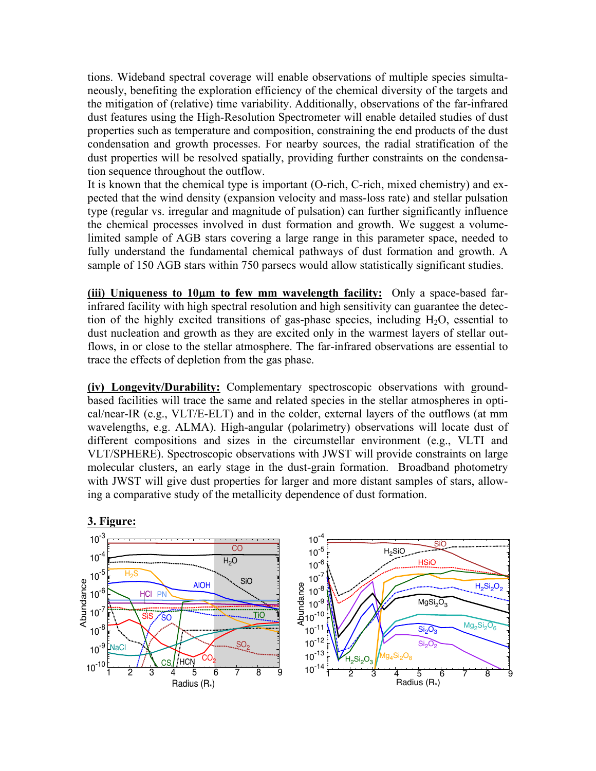tions. Wideband spectral coverage will enable observations of multiple species simultaneously, benefiting the exploration efficiency of the chemical diversity of the targets and the mitigation of (relative) time variability. Additionally, observations of the far-infrared dust features using the High-Resolution Spectrometer will enable detailed studies of dust properties such as temperature and composition, constraining the end products of the dust condensation and growth processes. For nearby sources, the radial stratification of the dust properties will be resolved spatially, providing further constraints on the condensation sequence throughout the outflow.

It is known that the chemical type is important (O-rich, C-rich, mixed chemistry) and expected that the wind density (expansion velocity and mass-loss rate) and stellar pulsation type (regular vs. irregular and magnitude of pulsation) can further significantly influence the chemical processes involved in dust formation and growth. We suggest a volume-limited sample of AGB stars covering a large range in this parameter space, needed to fully understand the fundamental chemical pathways of dust formation and growth. A sample of 150 AGB stars within 750 parsecs would allow statistically significant studies.

**(iii) Uniqueness to 10μm to few mm wavelength facility:** Only a space-based far-infrared facility with high spectral resolution and high sensitivity can guarantee the detection of the highly excited transitions of gas-phase species, including $H_2O$, essential to dust nucleation and growth as they are excited only in the warmest layers of stellar outflows, in or close to the stellar atmosphere. The far-infrared observations are essential to trace the effects of depletion from the gas phase.

**(iv) Longevity/Durability:** Complementary spectroscopic observations with ground-based facilities will trace the same and related species in the stellar atmospheres in optical/near-IR (e.g., VLT/E-ELT) and in the colder, external layers of the outflows (at mm wavelengths, e.g. ALMA). High-angular (polarimetry) observations will locate dust of different compositions and sizes in the circumstellar environment (e.g., VLTI and VLT/SPHERE). Spectroscopic observations with JWST will provide constraints on large molecular clusters, an early stage in the dust-grain formation. Broadband photometry with JWST will give dust properties for larger and more distant samples of stars, allowing a comparative study of the metallicity dependence of dust formation.

**3. Figure:**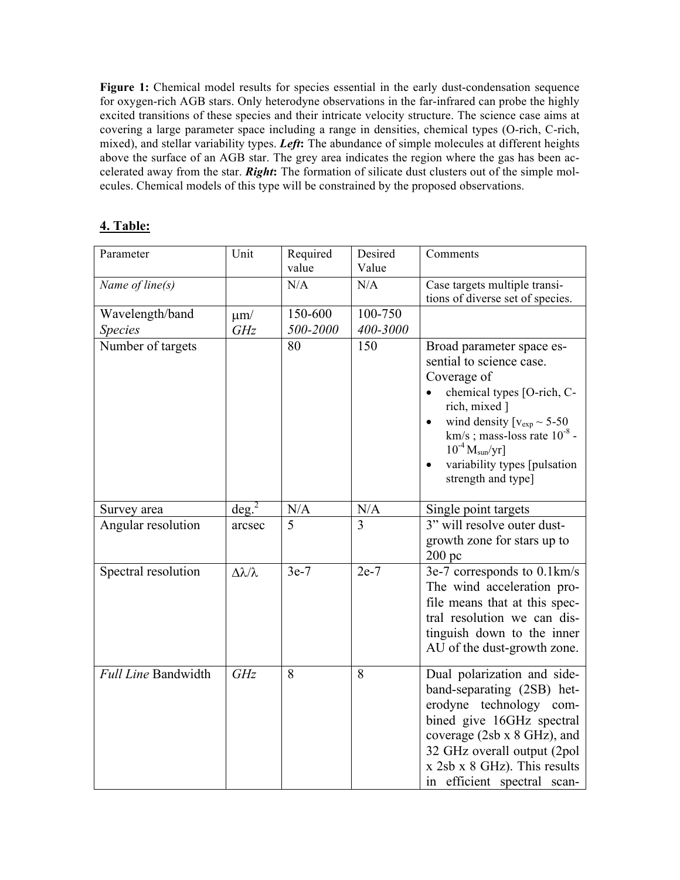**Figure 1:** Chemical model results for species essential in the early dust-condensation sequence for oxygen-rich AGB stars. Only heterodyne observations in the far-infrared can probe the highly excited transitions of these species and their intricate velocity structure. The science case aims at covering a large parameter space including a range in densities, chemical types (O-rich, C-rich, mixed), and stellar variability types. ***Left*:** The abundance of simple molecules at different heights above the surface of an AGB star. The grey area indicates the region where the gas has been accelerated away from the star. ***Right*:** The formation of silicate dust clusters out of the simple molecules. Chemical models of this type will be constrained by the proposed observations.

## 4. Table:

| Parameter | Unit | Required value | Desired Value | Comments |
|---|---|---|---|---|
| *Name of line(s)* | | N/A | N/A | Case targets multiple transitions of diverse set of species. |
| Wavelength/band<br>*Species* | μm/<br>*GHz* | 150-600<br>*500-2000* | 100-750<br>*400-3000* | |
| Number of targets | | 80 | 150 | Broad parameter space essential to science case. Coverage of<br>• chemical types [O-rich, C-rich, mixed ]<br>• wind density [$v_{exp}$ ~ 5-50 km/s ; mass-loss rate $10^{-8}$ - $10^{-4}$ $M_{sun}$/yr]<br>• variability types [pulsation strength and type] |
| Survey area | deg.$^2$ | N/A | N/A | Single point targets |
| Angular resolution | arcsec | 5 | 3 | 3" will resolve outer dust-growth zone for stars up to 200 pc |
| Spectral resolution | $\Delta\lambda/\lambda$ | 3e-7 | 2e-7 | 3e-7 corresponds to 0.1km/s The wind acceleration profile means that at this spectral resolution we can distinguish down to the inner AU of the dust-growth zone. |
| *Full Line* Bandwidth | *GHz* | 8 | 8 | Dual polarization and sideband-separating (2SB) heterodyne technology combined give 16GHz spectral coverage (2sb x 8 GHz), and 32 GHz overall output (2pol x 2sb x 8 GHz). This results in efficient spectral scan- |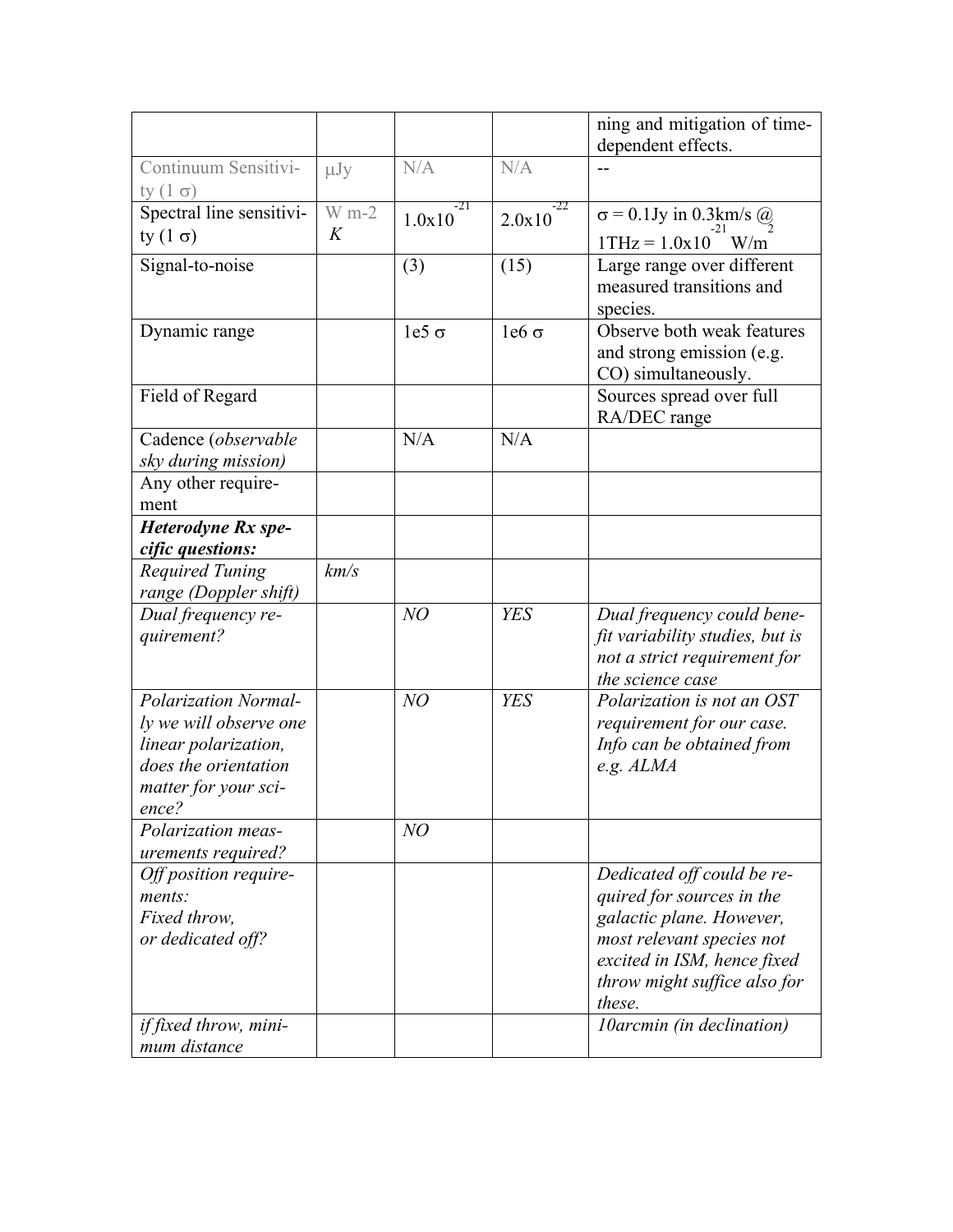| | | | | ning and mitigation of time-dependent effects. |
|---|---|---|---|---|
| Continuum Sensitivity (1 σ) | μJy | N/A | N/A | -- |
| Spectral line sensitivity (1 σ) | W m-2 *K* | $1.0x10^{-21}$ | $2.0x10^{-22}$ | σ = 0.1Jy in 0.3km/s @ 1THz = $1.0x10^{-21}$ W/m$^2$ |
| Signal-to-noise | | (3) | (15) | Large range over different measured transitions and species. |
| Dynamic range | | 1e5 σ | 1e6 σ | Observe both weak features and strong emission (e.g. CO) simultaneously. |
| Field of Regard | | | | Sources spread over full RA/DEC range |
| Cadence (*observable sky during mission)* | | N/A | N/A | |
| Any other requirement | | | | |
| ***Heterodyne Rx specific questions:*** | | | | |
| *Required Tuning range (Doppler shift)* | *km/s* | | | |
| *Dual frequency requirement?* | | *NO* | *YES* | *Dual frequency could benefit variability studies, but is not a strict requirement for the science case* |
| *Polarization Normally we will observe one linear polarization, does the orientation matter for your science?* | | *NO* | *YES* | *Polarization is not an OST requirement for our case. Info can be obtained from e.g. ALMA* |
| *Polarization measurements required?* | | *NO* | | |
| *Off position requirements: Fixed throw, or dedicated off?* | | | | *Dedicated off could be required for sources in the galactic plane. However, most relevant species not excited in ISM, hence fixed throw might suffice also for these.* |
| *if fixed throw, minimum distance* | | | | *10arcmin (in declination)* |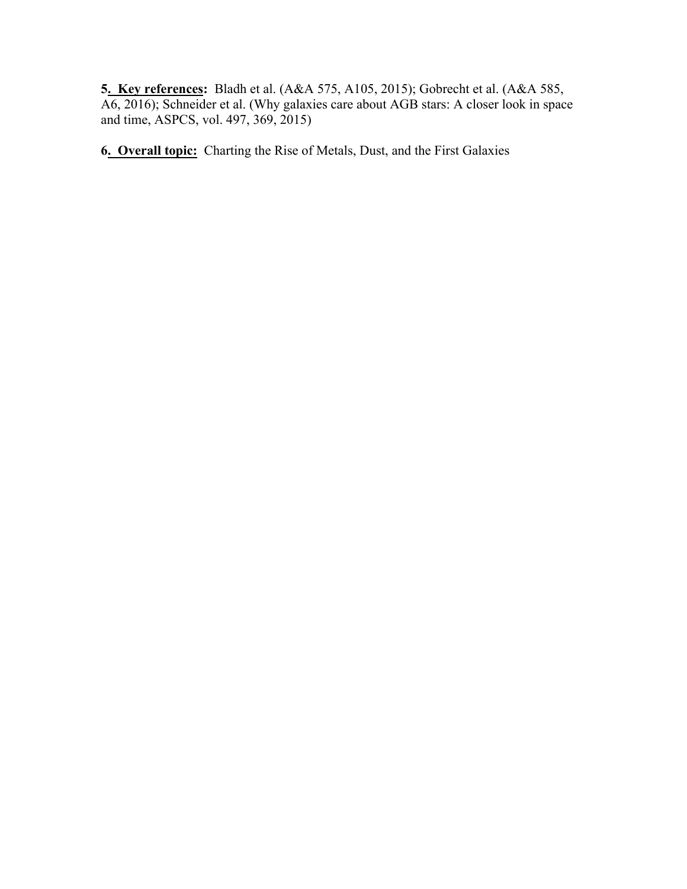**5. Key references:** Bladh et al. (A&A 575, A105, 2015); Gobrecht et al. (A&A 585, A6, 2016); Schneider et al. (Why galaxies care about AGB stars: A closer look in space and time, ASPCS, vol. 497, 369, 2015)

**6. Overall topic:** Charting the Rise of Metals, Dust, and the First Galaxies